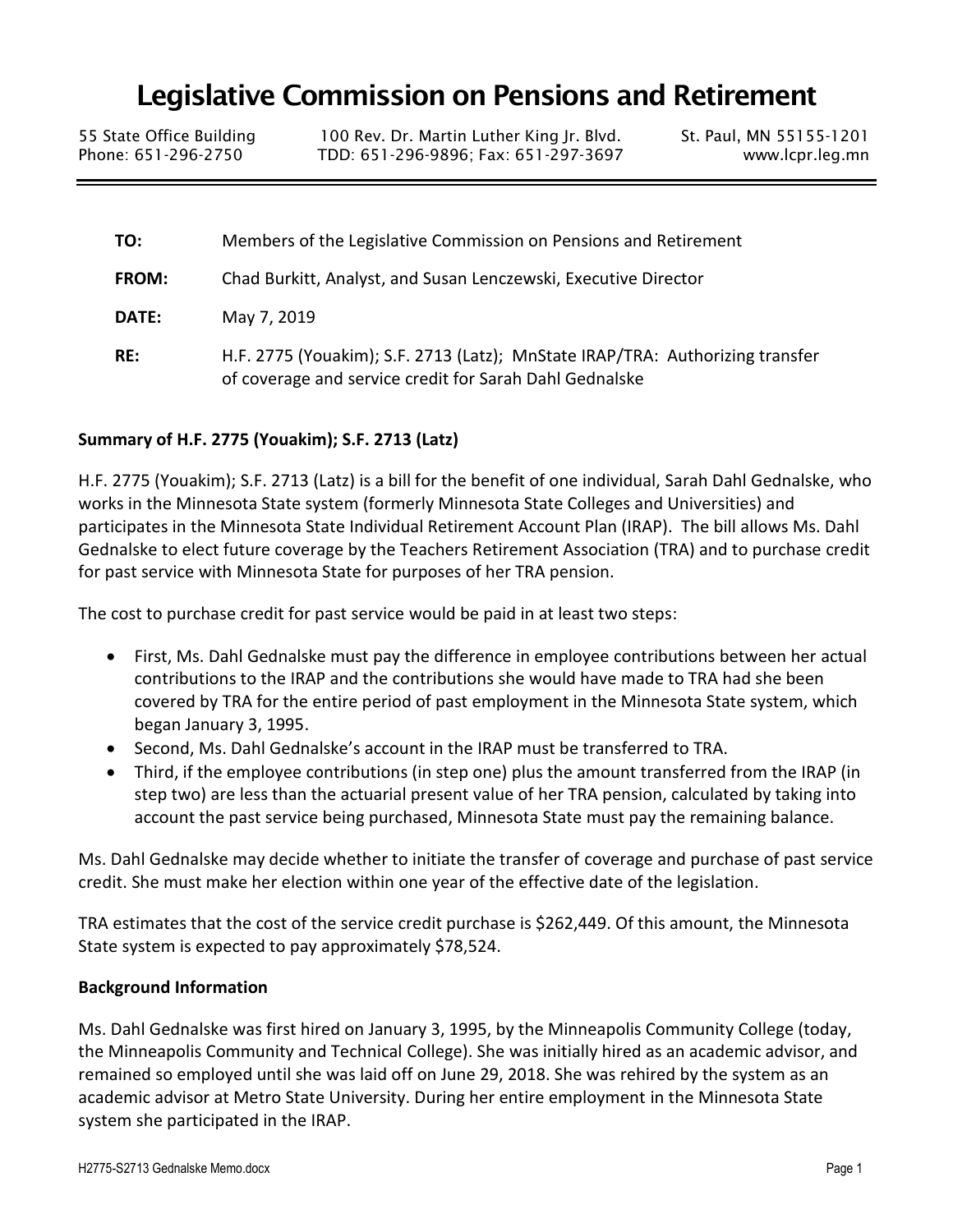# Legislative Commission on Pensions and Retirement

55 State Office Building | 100 Rev. Dr. Martin Luther King Jr. Blvd. | St. Paul, MN 55155-1201
Phone: 651-296-2750 | TDD: 651-296-9896; Fax: 651-297-3697 | www.lcpr.leg.mn

---

**TO:** Members of the Legislative Commission on Pensions and Retirement

**FROM:** Chad Burkitt, Analyst, and Susan Lenczewski, Executive Director

**DATE:** May 7, 2019

**RE:** H.F. 2775 (Youakim); S.F. 2713 (Latz); MnState IRAP/TRA: Authorizing transfer of coverage and service credit for Sarah Dahl Gednalske

**Summary of H.F. 2775 (Youakim); S.F. 2713 (Latz)**

H.F. 2775 (Youakim); S.F. 2713 (Latz) is a bill for the benefit of one individual, Sarah Dahl Gednalske, who works in the Minnesota State system (formerly Minnesota State Colleges and Universities) and participates in the Minnesota State Individual Retirement Account Plan (IRAP). The bill allows Ms. Dahl Gednalske to elect future coverage by the Teachers Retirement Association (TRA) and to purchase credit for past service with Minnesota State for purposes of her TRA pension.

The cost to purchase credit for past service would be paid in at least two steps:

- First, Ms. Dahl Gednalske must pay the difference in employee contributions between her actual contributions to the IRAP and the contributions she would have made to TRA had she been covered by TRA for the entire period of past employment in the Minnesota State system, which began January 3, 1995.
- Second, Ms. Dahl Gednalske's account in the IRAP must be transferred to TRA.
- Third, if the employee contributions (in step one) plus the amount transferred from the IRAP (in step two) are less than the actuarial present value of her TRA pension, calculated by taking into account the past service being purchased, Minnesota State must pay the remaining balance.

Ms. Dahl Gednalske may decide whether to initiate the transfer of coverage and purchase of past service credit. She must make her election within one year of the effective date of the legislation.

TRA estimates that the cost of the service credit purchase is $262,449. Of this amount, the Minnesota State system is expected to pay approximately $78,524.

**Background Information**

Ms. Dahl Gednalske was first hired on January 3, 1995, by the Minneapolis Community College (today, the Minneapolis Community and Technical College). She was initially hired as an academic advisor, and remained so employed until she was laid off on June 29, 2018. She was rehired by the system as an academic advisor at Metro State University. During her entire employment in the Minnesota State system she participated in the IRAP.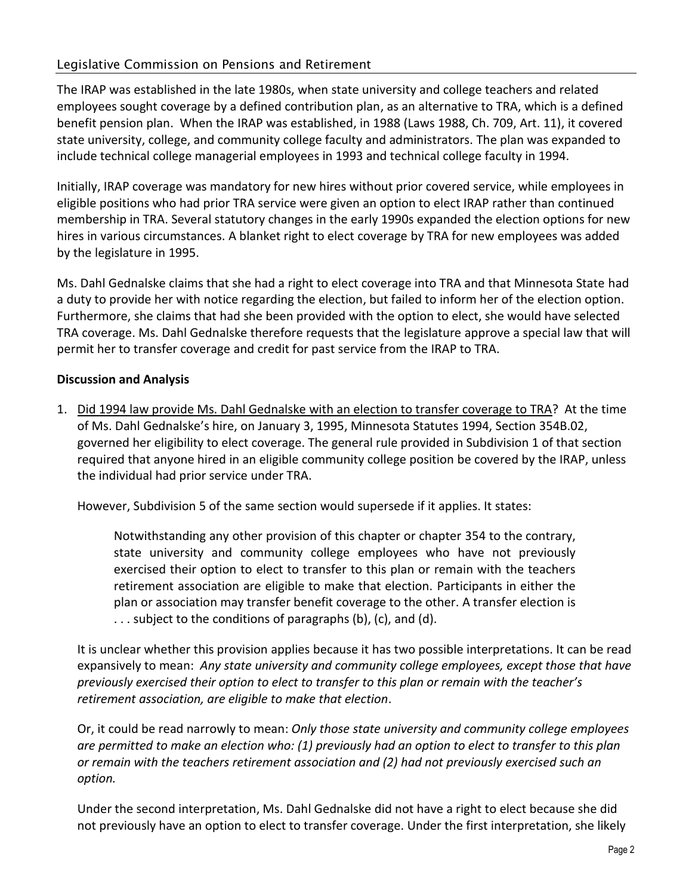The IRAP was established in the late 1980s, when state university and college teachers and related employees sought coverage by a defined contribution plan, as an alternative to TRA, which is a defined benefit pension plan. When the IRAP was established, in 1988 (Laws 1988, Ch. 709, Art. 11), it covered state university, college, and community college faculty and administrators. The plan was expanded to include technical college managerial employees in 1993 and technical college faculty in 1994.

Initially, IRAP coverage was mandatory for new hires without prior covered service, while employees in eligible positions who had prior TRA service were given an option to elect IRAP rather than continued membership in TRA. Several statutory changes in the early 1990s expanded the election options for new hires in various circumstances. A blanket right to elect coverage by TRA for new employees was added by the legislature in 1995.

Ms. Dahl Gednalske claims that she had a right to elect coverage into TRA and that Minnesota State had a duty to provide her with notice regarding the election, but failed to inform her of the election option. Furthermore, she claims that had she been provided with the option to elect, she would have selected TRA coverage. Ms. Dahl Gednalske therefore requests that the legislature approve a special law that will permit her to transfer coverage and credit for past service from the IRAP to TRA.

## Discussion and Analysis

1. Did 1994 law provide Ms. Dahl Gednalske with an election to transfer coverage to TRA? At the time of Ms. Dahl Gednalske's hire, on January 3, 1995, Minnesota Statutes 1994, Section 354B.02, governed her eligibility to elect coverage. The general rule provided in Subdivision 1 of that section required that anyone hired in an eligible community college position be covered by the IRAP, unless the individual had prior service under TRA.

   However, Subdivision 5 of the same section would supersede if it applies. It states:

   > Notwithstanding any other provision of this chapter or chapter 354 to the contrary, state university and community college employees who have not previously exercised their option to elect to transfer to this plan or remain with the teachers retirement association are eligible to make that election. Participants in either the plan or association may transfer benefit coverage to the other. A transfer election is . . . subject to the conditions of paragraphs (b), (c), and (d).

   It is unclear whether this provision applies because it has two possible interpretations. It can be read expansively to mean: *Any state university and community college employees, except those that have previously exercised their option to elect to transfer to this plan or remain with the teacher's retirement association, are eligible to make that election*.

   Or, it could be read narrowly to mean: *Only those state university and community college employees are permitted to make an election who: (1) previously had an option to elect to transfer to this plan or remain with the teachers retirement association and (2) had not previously exercised such an option.*

   Under the second interpretation, Ms. Dahl Gednalske did not have a right to elect because she did not previously have an option to elect to transfer coverage. Under the first interpretation, she likely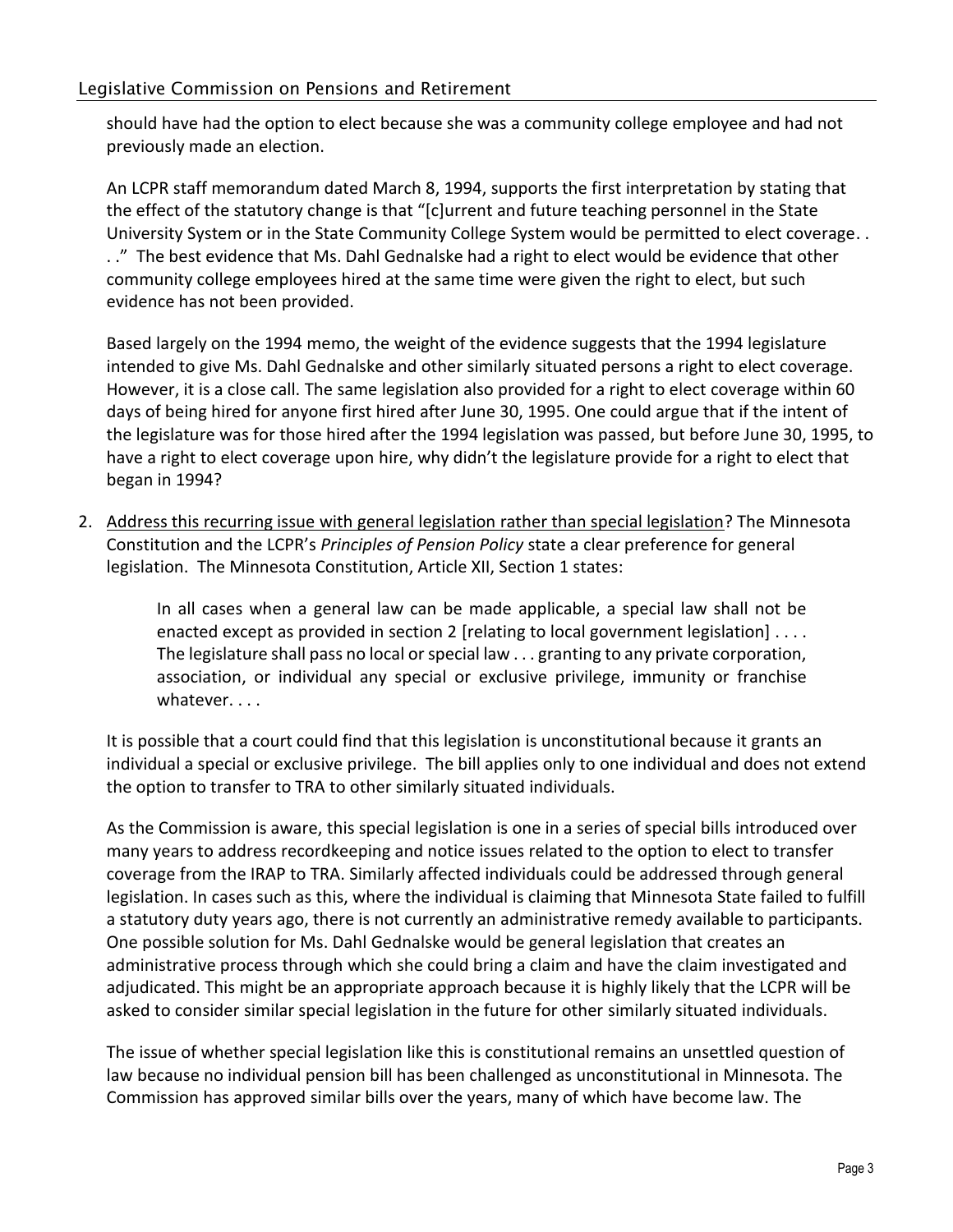should have had the option to elect because she was a community college employee and had not previously made an election.

An LCPR staff memorandum dated March 8, 1994, supports the first interpretation by stating that the effect of the statutory change is that "[c]urrent and future teaching personnel in the State University System or in the State Community College System would be permitted to elect coverage. . . ." The best evidence that Ms. Dahl Gednalske had a right to elect would be evidence that other community college employees hired at the same time were given the right to elect, but such evidence has not been provided.

Based largely on the 1994 memo, the weight of the evidence suggests that the 1994 legislature intended to give Ms. Dahl Gednalske and other similarly situated persons a right to elect coverage. However, it is a close call. The same legislation also provided for a right to elect coverage within 60 days of being hired for anyone first hired after June 30, 1995. One could argue that if the intent of the legislature was for those hired after the 1994 legislation was passed, but before June 30, 1995, to have a right to elect coverage upon hire, why didn't the legislature provide for a right to elect that began in 1994?

2. Address this recurring issue with general legislation rather than special legislation? The Minnesota Constitution and the LCPR's *Principles of Pension Policy* state a clear preference for general legislation. The Minnesota Constitution, Article XII, Section 1 states:

   > In all cases when a general law can be made applicable, a special law shall not be enacted except as provided in section 2 [relating to local government legislation] . . . . The legislature shall pass no local or special law . . . granting to any private corporation, association, or individual any special or exclusive privilege, immunity or franchise whatever. . . .

   It is possible that a court could find that this legislation is unconstitutional because it grants an individual a special or exclusive privilege. The bill applies only to one individual and does not extend the option to transfer to TRA to other similarly situated individuals.

   As the Commission is aware, this special legislation is one in a series of special bills introduced over many years to address recordkeeping and notice issues related to the option to elect to transfer coverage from the IRAP to TRA. Similarly affected individuals could be addressed through general legislation. In cases such as this, where the individual is claiming that Minnesota State failed to fulfill a statutory duty years ago, there is not currently an administrative remedy available to participants. One possible solution for Ms. Dahl Gednalske would be general legislation that creates an administrative process through which she could bring a claim and have the claim investigated and adjudicated. This might be an appropriate approach because it is highly likely that the LCPR will be asked to consider similar special legislation in the future for other similarly situated individuals.

   The issue of whether special legislation like this is constitutional remains an unsettled question of law because no individual pension bill has been challenged as unconstitutional in Minnesota. The Commission has approved similar bills over the years, many of which have become law. The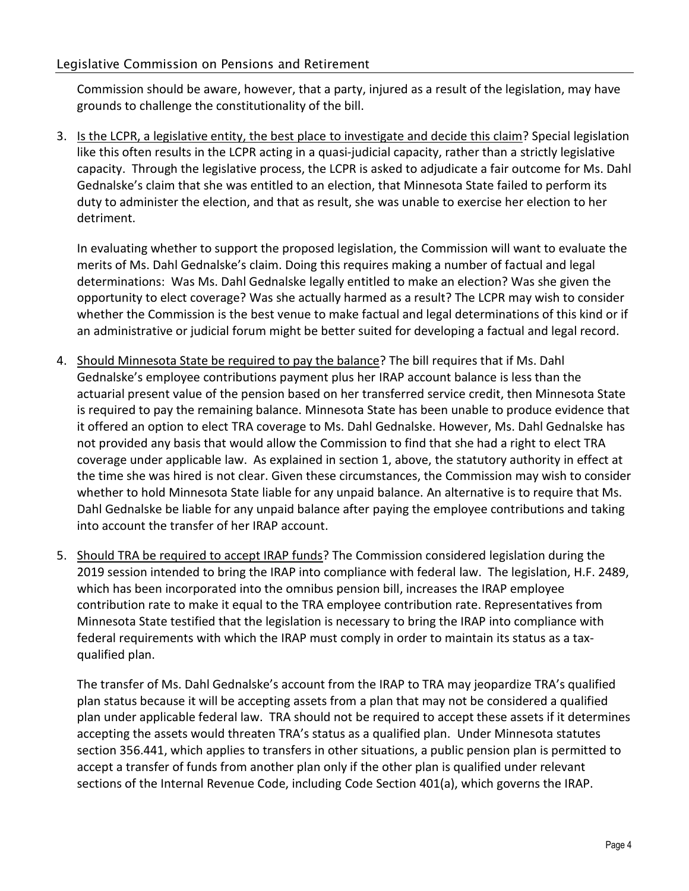Commission should be aware, however, that a party, injured as a result of the legislation, may have grounds to challenge the constitutionality of the bill.

3. Is the LCPR, a legislative entity, the best place to investigate and decide this claim? Special legislation like this often results in the LCPR acting in a quasi-judicial capacity, rather than a strictly legislative capacity. Through the legislative process, the LCPR is asked to adjudicate a fair outcome for Ms. Dahl Gednalske's claim that she was entitled to an election, that Minnesota State failed to perform its duty to administer the election, and that as result, she was unable to exercise her election to her detriment.

   In evaluating whether to support the proposed legislation, the Commission will want to evaluate the merits of Ms. Dahl Gednalske's claim. Doing this requires making a number of factual and legal determinations: Was Ms. Dahl Gednalske legally entitled to make an election? Was she given the opportunity to elect coverage? Was she actually harmed as a result? The LCPR may wish to consider whether the Commission is the best venue to make factual and legal determinations of this kind or if an administrative or judicial forum might be better suited for developing a factual and legal record.

4. Should Minnesota State be required to pay the balance? The bill requires that if Ms. Dahl Gednalske's employee contributions payment plus her IRAP account balance is less than the actuarial present value of the pension based on her transferred service credit, then Minnesota State is required to pay the remaining balance. Minnesota State has been unable to produce evidence that it offered an option to elect TRA coverage to Ms. Dahl Gednalske. However, Ms. Dahl Gednalske has not provided any basis that would allow the Commission to find that she had a right to elect TRA coverage under applicable law. As explained in section 1, above, the statutory authority in effect at the time she was hired is not clear. Given these circumstances, the Commission may wish to consider whether to hold Minnesota State liable for any unpaid balance. An alternative is to require that Ms. Dahl Gednalske be liable for any unpaid balance after paying the employee contributions and taking into account the transfer of her IRAP account.

5. Should TRA be required to accept IRAP funds? The Commission considered legislation during the 2019 session intended to bring the IRAP into compliance with federal law. The legislation, H.F. 2489, which has been incorporated into the omnibus pension bill, increases the IRAP employee contribution rate to make it equal to the TRA employee contribution rate. Representatives from Minnesota State testified that the legislation is necessary to bring the IRAP into compliance with federal requirements with which the IRAP must comply in order to maintain its status as a tax-qualified plan.

   The transfer of Ms. Dahl Gednalske's account from the IRAP to TRA may jeopardize TRA's qualified plan status because it will be accepting assets from a plan that may not be considered a qualified plan under applicable federal law. TRA should not be required to accept these assets if it determines accepting the assets would threaten TRA's status as a qualified plan. Under Minnesota statutes section 356.441, which applies to transfers in other situations, a public pension plan is permitted to accept a transfer of funds from another plan only if the other plan is qualified under relevant sections of the Internal Revenue Code, including Code Section 401(a), which governs the IRAP.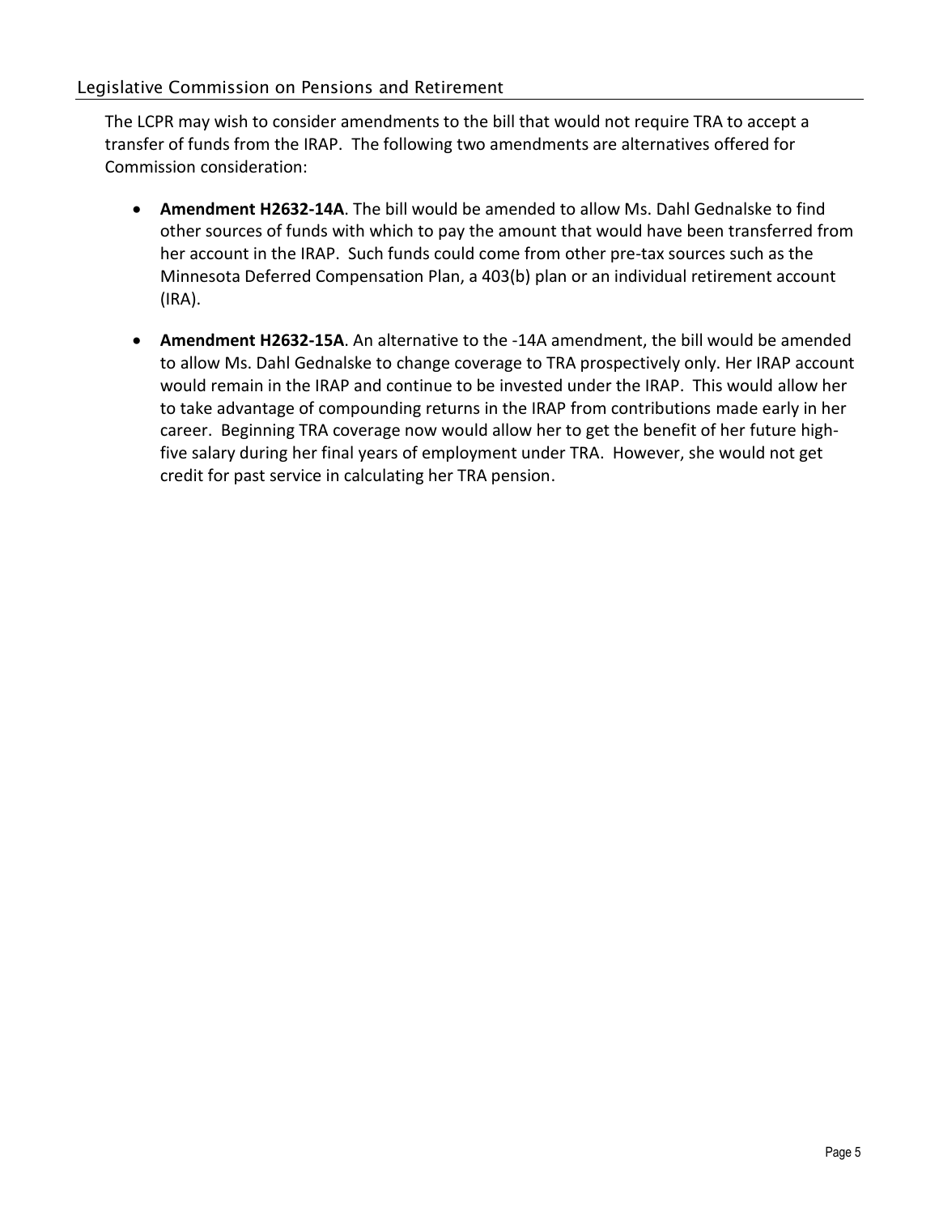The LCPR may wish to consider amendments to the bill that would not require TRA to accept a transfer of funds from the IRAP. The following two amendments are alternatives offered for Commission consideration:

- **Amendment H2632-14A**. The bill would be amended to allow Ms. Dahl Gednalske to find other sources of funds with which to pay the amount that would have been transferred from her account in the IRAP. Such funds could come from other pre-tax sources such as the Minnesota Deferred Compensation Plan, a 403(b) plan or an individual retirement account (IRA).
- **Amendment H2632-15A**. An alternative to the -14A amendment, the bill would be amended to allow Ms. Dahl Gednalske to change coverage to TRA prospectively only. Her IRAP account would remain in the IRAP and continue to be invested under the IRAP. This would allow her to take advantage of compounding returns in the IRAP from contributions made early in her career. Beginning TRA coverage now would allow her to get the benefit of her future high-five salary during her final years of employment under TRA. However, she would not get credit for past service in calculating her TRA pension.